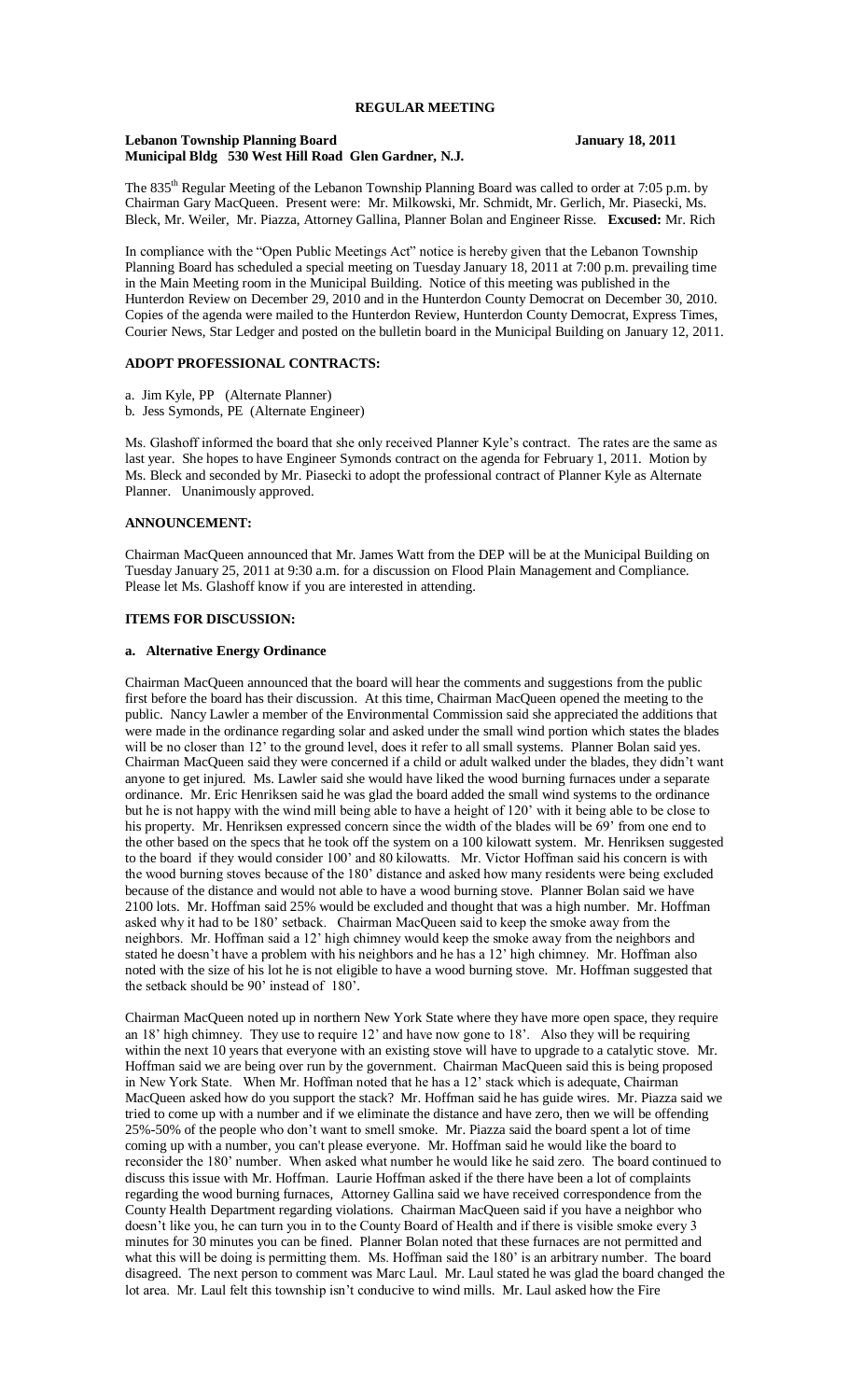## REGULAR MEETING

**Lebanon Township Planning Board** **January 18, 2011**
**Municipal Bldg 530 West Hill Road Glen Gardner, N.J.**

The 835th Regular Meeting of the Lebanon Township Planning Board was called to order at 7:05 p.m. by Chairman Gary MacQueen. Present were: Mr. Milkowski, Mr. Schmidt, Mr. Gerlich, Mr. Piasecki, Ms. Bleck, Mr. Weiler, Mr. Piazza, Attorney Gallina, Planner Bolan and Engineer Risse. **Excused:** Mr. Rich

In compliance with the "Open Public Meetings Act" notice is hereby given that the Lebanon Township Planning Board has scheduled a special meeting on Tuesday January 18, 2011 at 7:00 p.m. prevailing time in the Main Meeting room in the Municipal Building. Notice of this meeting was published in the Hunterdon Review on December 29, 2010 and in the Hunterdon County Democrat on December 30, 2010. Copies of the agenda were mailed to the Hunterdon Review, Hunterdon County Democrat, Express Times, Courier News, Star Ledger and posted on the bulletin board in the Municipal Building on January 12, 2011.

### ADOPT PROFESSIONAL CONTRACTS:

a. Jim Kyle, PP (Alternate Planner)
b. Jess Symonds, PE (Alternate Engineer)

Ms. Glashoff informed the board that she only received Planner Kyle's contract. The rates are the same as last year. She hopes to have Engineer Symonds contract on the agenda for February 1, 2011. Motion by Ms. Bleck and seconded by Mr. Piasecki to adopt the professional contract of Planner Kyle as Alternate Planner. Unanimously approved.

### ANNOUNCEMENT:

Chairman MacQueen announced that Mr. James Watt from the DEP will be at the Municipal Building on Tuesday January 25, 2011 at 9:30 a.m. for a discussion on Flood Plain Management and Compliance. Please let Ms. Glashoff know if you are interested in attending.

### ITEMS FOR DISCUSSION:

#### a. Alternative Energy Ordinance

Chairman MacQueen announced that the board will hear the comments and suggestions from the public first before the board has their discussion. At this time, Chairman MacQueen opened the meeting to the public. Nancy Lawler a member of the Environmental Commission said she appreciated the additions that were made in the ordinance regarding solar and asked under the small wind portion which states the blades will be no closer than 12' to the ground level, does it refer to all small systems. Planner Bolan said yes. Chairman MacQueen said they were concerned if a child or adult walked under the blades, they didn't want anyone to get injured. Ms. Lawler said she would have liked the wood burning furnaces under a separate ordinance. Mr. Eric Henriksen said he was glad the board added the small wind systems to the ordinance but he is not happy with the wind mill being able to have a height of 120' with it being able to be close to his property. Mr. Henriksen expressed concern since the width of the blades will be 69' from one end to the other based on the specs that he took off the system on a 100 kilowatt system. Mr. Henriksen suggested to the board if they would consider 100' and 80 kilowatts. Mr. Victor Hoffman said his concern is with the wood burning stoves because of the 180' distance and asked how many residents were being excluded because of the distance and would not able to have a wood burning stove. Planner Bolan said we have 2100 lots. Mr. Hoffman said 25% would be excluded and thought that was a high number. Mr. Hoffman asked why it had to be 180' setback. Chairman MacQueen said to keep the smoke away from the neighbors. Mr. Hoffman said a 12' high chimney would keep the smoke away from the neighbors and stated he doesn't have a problem with his neighbors and he has a 12' high chimney. Mr. Hoffman also noted with the size of his lot he is not eligible to have a wood burning stove. Mr. Hoffman suggested that the setback should be 90' instead of 180'.

Chairman MacQueen noted up in northern New York State where they have more open space, they require an 18' high chimney. They use to require 12' and have now gone to 18'. Also they will be requiring within the next 10 years that everyone with an existing stove will have to upgrade to a catalytic stove. Mr. Hoffman said we are being over run by the government. Chairman MacQueen said this is being proposed in New York State. When Mr. Hoffman noted that he has a 12' stack which is adequate, Chairman MacQueen asked how do you support the stack? Mr. Hoffman said he has guide wires. Mr. Piazza said we tried to come up with a number and if we eliminate the distance and have zero, then we will be offending 25%-50% of the people who don't want to smell smoke. Mr. Piazza said the board spent a lot of time coming up with a number, you can't please everyone. Mr. Hoffman said he would like the board to reconsider the 180' number. When asked what number he would like he said zero. The board continued to discuss this issue with Mr. Hoffman. Laurie Hoffman asked if the there have been a lot of complaints regarding the wood burning furnaces, Attorney Gallina said we have received correspondence from the County Health Department regarding violations. Chairman MacQueen said if you have a neighbor who doesn't like you, he can turn you in to the County Board of Health and if there is visible smoke every 3 minutes for 30 minutes you can be fined. Planner Bolan noted that these furnaces are not permitted and what this will be doing is permitting them. Ms. Hoffman said the 180' is an arbitrary number. The board disagreed. The next person to comment was Marc Laul. Mr. Laul stated he was glad the board changed the lot area. Mr. Laul felt this township isn't conducive to wind mills. Mr. Laul asked how the Fire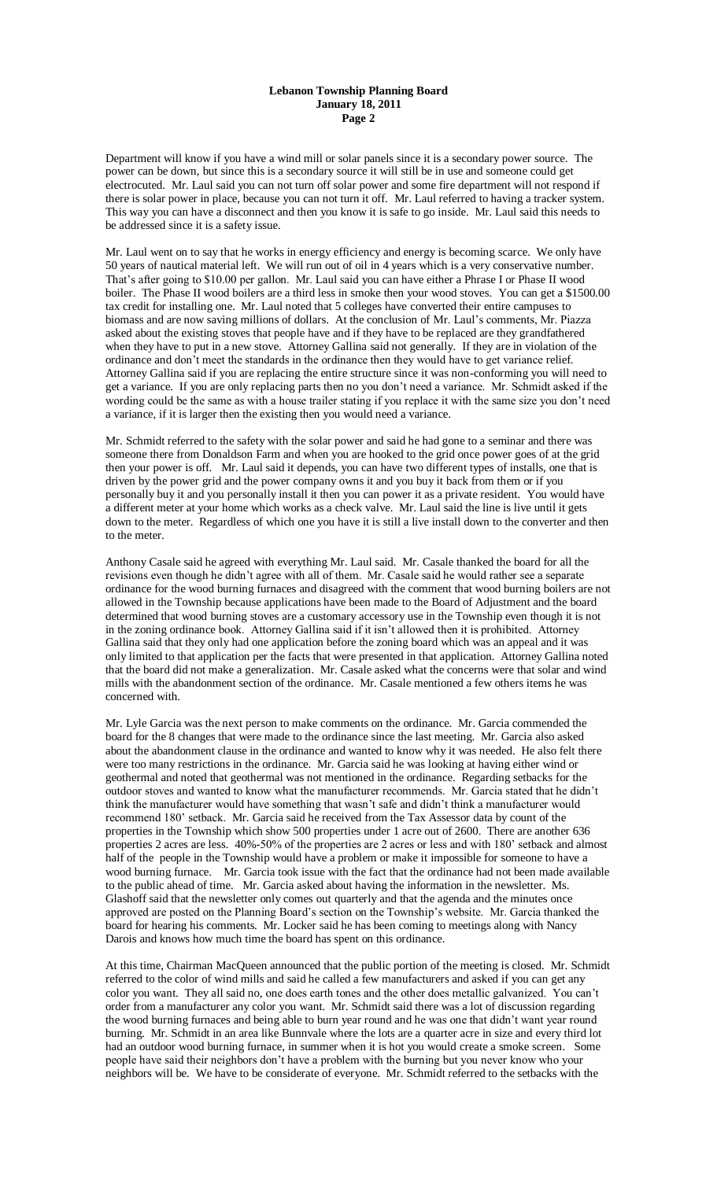Department will know if you have a wind mill or solar panels since it is a secondary power source. The power can be down, but since this is a secondary source it will still be in use and someone could get electrocuted. Mr. Laul said you can not turn off solar power and some fire department will not respond if there is solar power in place, because you can not turn it off. Mr. Laul referred to having a tracker system. This way you can have a disconnect and then you know it is safe to go inside. Mr. Laul said this needs to be addressed since it is a safety issue.

Mr. Laul went on to say that he works in energy efficiency and energy is becoming scarce. We only have 50 years of nautical material left. We will run out of oil in 4 years which is a very conservative number. That's after going to $10.00 per gallon. Mr. Laul said you can have either a Phrase I or Phase II wood boiler. The Phase II wood boilers are a third less in smoke then your wood stoves. You can get a $1500.00 tax credit for installing one. Mr. Laul noted that 5 colleges have converted their entire campuses to biomass and are now saving millions of dollars. At the conclusion of Mr. Laul's comments, Mr. Piazza asked about the existing stoves that people have and if they have to be replaced are they grandfathered when they have to put in a new stove. Attorney Gallina said not generally. If they are in violation of the ordinance and don't meet the standards in the ordinance then they would have to get variance relief. Attorney Gallina said if you are replacing the entire structure since it was non-conforming you will need to get a variance. If you are only replacing parts then no you don't need a variance. Mr. Schmidt asked if the wording could be the same as with a house trailer stating if you replace it with the same size you don't need a variance, if it is larger then the existing then you would need a variance.

Mr. Schmidt referred to the safety with the solar power and said he had gone to a seminar and there was someone there from Donaldson Farm and when you are hooked to the grid once power goes of at the grid then your power is off. Mr. Laul said it depends, you can have two different types of installs, one that is driven by the power grid and the power company owns it and you buy it back from them or if you personally buy it and you personally install it then you can power it as a private resident. You would have a different meter at your home which works as a check valve. Mr. Laul said the line is live until it gets down to the meter. Regardless of which one you have it is still a live install down to the converter and then to the meter.

Anthony Casale said he agreed with everything Mr. Laul said. Mr. Casale thanked the board for all the revisions even though he didn't agree with all of them. Mr. Casale said he would rather see a separate ordinance for the wood burning furnaces and disagreed with the comment that wood burning boilers are not allowed in the Township because applications have been made to the Board of Adjustment and the board determined that wood burning stoves are a customary accessory use in the Township even though it is not in the zoning ordinance book. Attorney Gallina said if it isn't allowed then it is prohibited. Attorney Gallina said that they only had one application before the zoning board which was an appeal and it was only limited to that application per the facts that were presented in that application. Attorney Gallina noted that the board did not make a generalization. Mr. Casale asked what the concerns were that solar and wind mills with the abandonment section of the ordinance. Mr. Casale mentioned a few others items he was concerned with.

Mr. Lyle Garcia was the next person to make comments on the ordinance. Mr. Garcia commended the board for the 8 changes that were made to the ordinance since the last meeting. Mr. Garcia also asked about the abandonment clause in the ordinance and wanted to know why it was needed. He also felt there were too many restrictions in the ordinance. Mr. Garcia said he was looking at having either wind or geothermal and noted that geothermal was not mentioned in the ordinance. Regarding setbacks for the outdoor stoves and wanted to know what the manufacturer recommends. Mr. Garcia stated that he didn't think the manufacturer would have something that wasn't safe and didn't think a manufacturer would recommend 180' setback. Mr. Garcia said he received from the Tax Assessor data by count of the properties in the Township which show 500 properties under 1 acre out of 2600. There are another 636 properties 2 acres are less. 40%-50% of the properties are 2 acres or less and with 180' setback and almost half of the people in the Township would have a problem or make it impossible for someone to have a wood burning furnace. Mr. Garcia took issue with the fact that the ordinance had not been made available to the public ahead of time. Mr. Garcia asked about having the information in the newsletter. Ms. Glashoff said that the newsletter only comes out quarterly and that the agenda and the minutes once approved are posted on the Planning Board's section on the Township's website. Mr. Garcia thanked the board for hearing his comments. Mr. Locker said he has been coming to meetings along with Nancy Darois and knows how much time the board has spent on this ordinance.

At this time, Chairman MacQueen announced that the public portion of the meeting is closed. Mr. Schmidt referred to the color of wind mills and said he called a few manufacturers and asked if you can get any color you want. They all said no, one does earth tones and the other does metallic galvanized. You can't order from a manufacturer any color you want. Mr. Schmidt said there was a lot of discussion regarding the wood burning furnaces and being able to burn year round and he was one that didn't want year round burning. Mr. Schmidt in an area like Bunnvale where the lots are a quarter acre in size and every third lot had an outdoor wood burning furnace, in summer when it is hot you would create a smoke screen. Some people have said their neighbors don't have a problem with the burning but you never know who your neighbors will be. We have to be considerate of everyone. Mr. Schmidt referred to the setbacks with the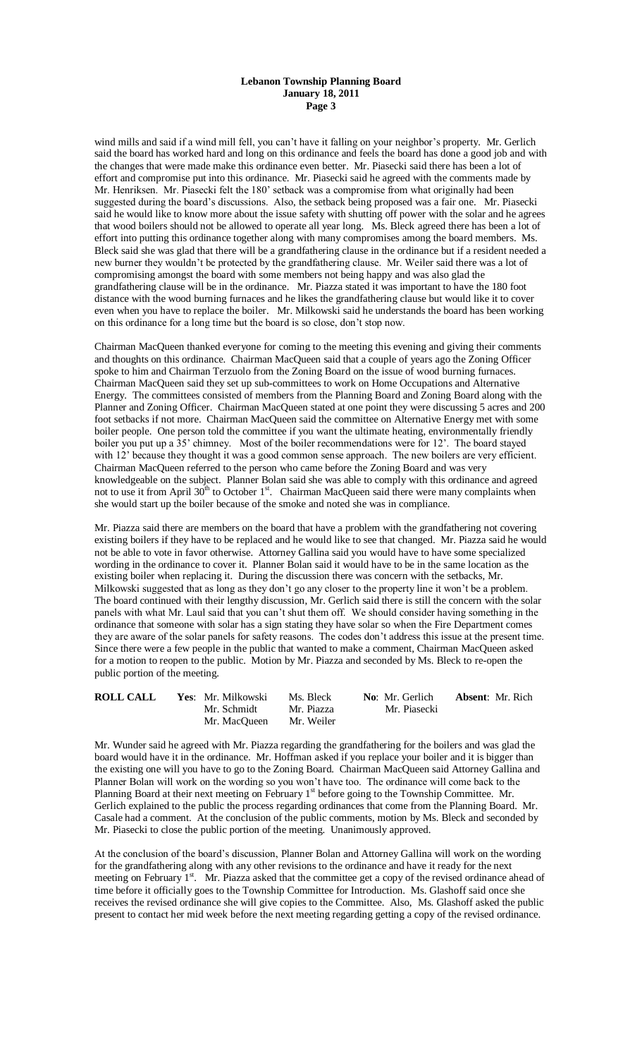wind mills and said if a wind mill fell, you can't have it falling on your neighbor's property. Mr. Gerlich said the board has worked hard and long on this ordinance and feels the board has done a good job and with the changes that were made make this ordinance even better. Mr. Piasecki said there has been a lot of effort and compromise put into this ordinance. Mr. Piasecki said he agreed with the comments made by Mr. Henriksen. Mr. Piasecki felt the 180' setback was a compromise from what originally had been suggested during the board's discussions. Also, the setback being proposed was a fair one. Mr. Piasecki said he would like to know more about the issue safety with shutting off power with the solar and he agrees that wood boilers should not be allowed to operate all year long. Ms. Bleck agreed there has been a lot of effort into putting this ordinance together along with many compromises among the board members. Ms. Bleck said she was glad that there will be a grandfathering clause in the ordinance but if a resident needed a new burner they wouldn't be protected by the grandfathering clause. Mr. Weiler said there was a lot of compromising amongst the board with some members not being happy and was also glad the grandfathering clause will be in the ordinance. Mr. Piazza stated it was important to have the 180 foot distance with the wood burning furnaces and he likes the grandfathering clause but would like it to cover even when you have to replace the boiler. Mr. Milkowski said he understands the board has been working on this ordinance for a long time but the board is so close, don't stop now.

Chairman MacQueen thanked everyone for coming to the meeting this evening and giving their comments and thoughts on this ordinance. Chairman MacQueen said that a couple of years ago the Zoning Officer spoke to him and Chairman Terzuolo from the Zoning Board on the issue of wood burning furnaces. Chairman MacQueen said they set up sub-committees to work on Home Occupations and Alternative Energy. The committees consisted of members from the Planning Board and Zoning Board along with the Planner and Zoning Officer. Chairman MacQueen stated at one point they were discussing 5 acres and 200 foot setbacks if not more. Chairman MacQueen said the committee on Alternative Energy met with some boiler people. One person told the committee if you want the ultimate heating, environmentally friendly boiler you put up a 35' chimney. Most of the boiler recommendations were for 12'. The board stayed with 12' because they thought it was a good common sense approach. The new boilers are very efficient. Chairman MacQueen referred to the person who came before the Zoning Board and was very knowledgeable on the subject. Planner Bolan said she was able to comply with this ordinance and agreed not to use it from April 30th to October 1st. Chairman MacQueen said there were many complaints when she would start up the boiler because of the smoke and noted she was in compliance.

Mr. Piazza said there are members on the board that have a problem with the grandfathering not covering existing boilers if they have to be replaced and he would like to see that changed. Mr. Piazza said he would not be able to vote in favor otherwise. Attorney Gallina said you would have to have some specialized wording in the ordinance to cover it. Planner Bolan said it would have to be in the same location as the existing boiler when replacing it. During the discussion there was concern with the setbacks, Mr. Milkowski suggested that as long as they don't go any closer to the property line it won't be a problem. The board continued with their lengthy discussion, Mr. Gerlich said there is still the concern with the solar panels with what Mr. Laul said that you can't shut them off. We should consider having something in the ordinance that someone with solar has a sign stating they have solar so when the Fire Department comes they are aware of the solar panels for safety reasons. The codes don't address this issue at the present time. Since there were a few people in the public that wanted to make a comment, Chairman MacQueen asked for a motion to reopen to the public. Motion by Mr. Piazza and seconded by Ms. Bleck to re-open the public portion of the meeting.

| ROLL CALL | Yes: Mr. Milkowski | Ms. Bleck | No: Mr. Gerlich | Absent: Mr. Rich |
|---|---|---|---|---|
| | Mr. Schmidt | Mr. Piazza | Mr. Piasecki | |
| | Mr. MacQueen | Mr. Weiler | | |

Mr. Wunder said he agreed with Mr. Piazza regarding the grandfathering for the boilers and was glad the board would have it in the ordinance. Mr. Hoffman asked if you replace your boiler and it is bigger than the existing one will you have to go to the Zoning Board. Chairman MacQueen said Attorney Gallina and Planner Bolan will work on the wording so you won't have too. The ordinance will come back to the Planning Board at their next meeting on February 1st before going to the Township Committee. Mr. Gerlich explained to the public the process regarding ordinances that come from the Planning Board. Mr. Casale had a comment. At the conclusion of the public comments, motion by Ms. Bleck and seconded by Mr. Piasecki to close the public portion of the meeting. Unanimously approved.

At the conclusion of the board's discussion, Planner Bolan and Attorney Gallina will work on the wording for the grandfathering along with any other revisions to the ordinance and have it ready for the next meeting on February 1st. Mr. Piazza asked that the committee get a copy of the revised ordinance ahead of time before it officially goes to the Township Committee for Introduction. Ms. Glashoff said once she receives the revised ordinance she will give copies to the Committee. Also, Ms. Glashoff asked the public present to contact her mid week before the next meeting regarding getting a copy of the revised ordinance.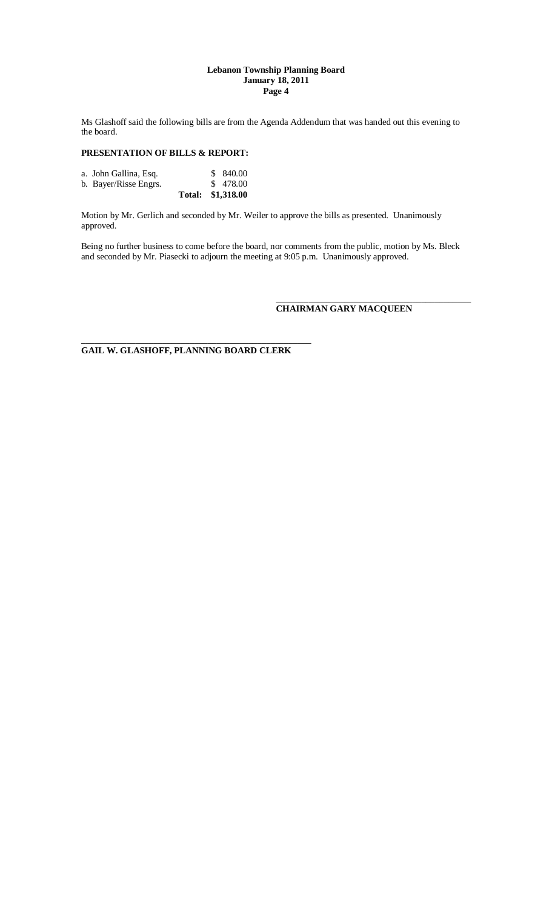Ms Glashoff said the following bills are from the Agenda Addendum that was handed out this evening to the board.

**PRESENTATION OF BILLS & REPORT:**

| | | |
|---|---|---|
| a. John Gallina, Esq. | | $ 840.00 |
| b. Bayer/Risse Engrs. | | $ 478.00 |
| | **Total:** | **$1,318.00** |

Motion by Mr. Gerlich and seconded by Mr. Weiler to approve the bills as presented. Unanimously approved.

Being no further business to come before the board, nor comments from the public, motion by Ms. Bleck and seconded by Mr. Piasecki to adjourn the meeting at 9:05 p.m. Unanimously approved.

\_\_\_\_\_\_\_\_\_\_\_\_\_\_\_\_\_\_\_\_\_\_\_\_\_\_\_\_\_\_\_\_\_\_\_\_\_\_\_\_

**CHAIRMAN GARY MACQUEEN**

\_\_\_\_\_\_\_\_\_\_\_\_\_\_\_\_\_\_\_\_\_\_\_\_\_\_\_\_\_\_\_\_\_\_\_\_\_\_\_\_

**GAIL W. GLASHOFF, PLANNING BOARD CLERK**